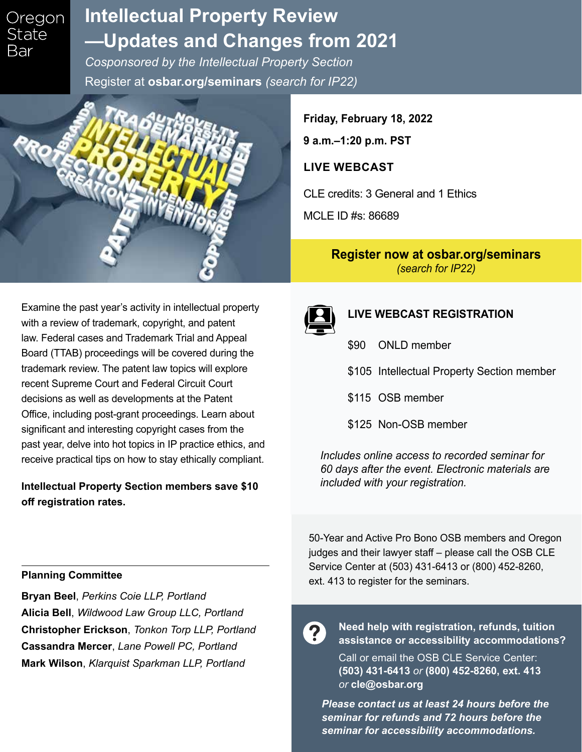Oregon State Bar

# Intellectual Property Review —Updates and Changes from 2021

*Cosponsored by the Intellectual Property Section*

Register at **osbar.org/seminars** *(search for IP22)*

**Friday, February 18, 2022**

**9 a.m.–1:20 p.m. PST**

**LIVE WEBCAST**

CLE credits: 3 General and 1 Ethics

MCLE ID #s: 86689

**Register now at osbar.org/seminars**
*(search for IP22)*

Examine the past year's activity in intellectual property with a review of trademark, copyright, and patent law. Federal cases and Trademark Trial and Appeal Board (TTAB) proceedings will be covered during the trademark review. The patent law topics will explore recent Supreme Court and Federal Circuit Court decisions as well as developments at the Patent Office, including post-grant proceedings. Learn about significant and interesting copyright cases from the past year, delve into hot topics in IP practice ethics, and receive practical tips on how to stay ethically compliant.

**Intellectual Property Section members save $10 off registration rates.**

## LIVE WEBCAST REGISTRATION

| | |
|---|---|
| $90 | ONLD member |
| $105 | Intellectual Property Section member |
| $115 | OSB member |
| $125 | Non-OSB member |

*Includes online access to recorded seminar for 60 days after the event. Electronic materials are included with your registration.*

50-Year and Active Pro Bono OSB members and Oregon judges and their lawyer staff – please call the OSB CLE Service Center at (503) 431-6413 or (800) 452-8260, ext. 413 to register for the seminars.

### Planning Committee

**Bryan Beel**, *Perkins Coie LLP, Portland*
**Alicia Bell**, *Wildwood Law Group LLC, Portland*
**Christopher Erickson**, *Tonkon Torp LLP, Portland*
**Cassandra Mercer**, *Lane Powell PC, Portland*
**Mark Wilson**, *Klarquist Sparkman LLP, Portland*

**Need help with registration, refunds, tuition assistance or accessibility accommodations?**

Call or email the OSB CLE Service Center:
**(503) 431-6413** *or* **(800) 452-8260, ext. 413** *or* **cle@osbar.org**

***Please contact us at least 24 hours before the seminar for refunds and 72 hours before the seminar for accessibility accommodations.***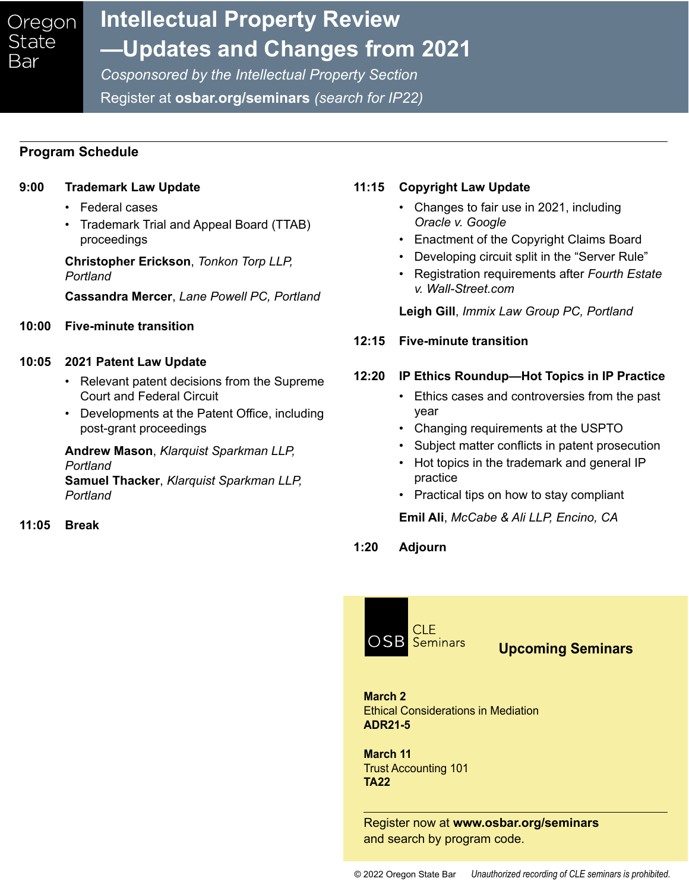Oregon State Bar

# Intellectual Property Review —Updates and Changes from 2021

*Cosponsored by the Intellectual Property Section*

Register at **osbar.org/seminars** *(search for IP22)*

## Program Schedule

**9:00 Trademark Law Update**

- Federal cases
- Trademark Trial and Appeal Board (TTAB) proceedings

**Christopher Erickson**, *Tonkon Torp LLP, Portland*

**Cassandra Mercer**, *Lane Powell PC, Portland*

**10:00 Five-minute transition**

**10:05 2021 Patent Law Update**

- Relevant patent decisions from the Supreme Court and Federal Circuit
- Developments at the Patent Office, including post-grant proceedings

**Andrew Mason**, *Klarquist Sparkman LLP, Portland*
**Samuel Thacker**, *Klarquist Sparkman LLP, Portland*

**11:05 Break**

**11:15 Copyright Law Update**

- Changes to fair use in 2021, including *Oracle v. Google*
- Enactment of the Copyright Claims Board
- Developing circuit split in the "Server Rule"
- Registration requirements after *Fourth Estate v. Wall-Street.com*

**Leigh Gill**, *Immix Law Group PC, Portland*

**12:15 Five-minute transition**

**12:20 IP Ethics Roundup—Hot Topics in IP Practice**

- Ethics cases and controversies from the past year
- Changing requirements at the USPTO
- Subject matter conflicts in patent prosecution
- Hot topics in the trademark and general IP practice
- Practical tips on how to stay compliant

**Emil Ali**, *McCabe & Ali LLP, Encino, CA*

**1:20 Adjourn**

OSB CLE Seminars

### Upcoming Seminars

**March 2**
Ethical Considerations in Mediation
**ADR21-5**

**March 11**
Trust Accounting 101
**TA22**

Register now at **www.osbar.org/seminars** and search by program code.

© 2022 Oregon State Bar *Unauthorized recording of CLE seminars is prohibited.*